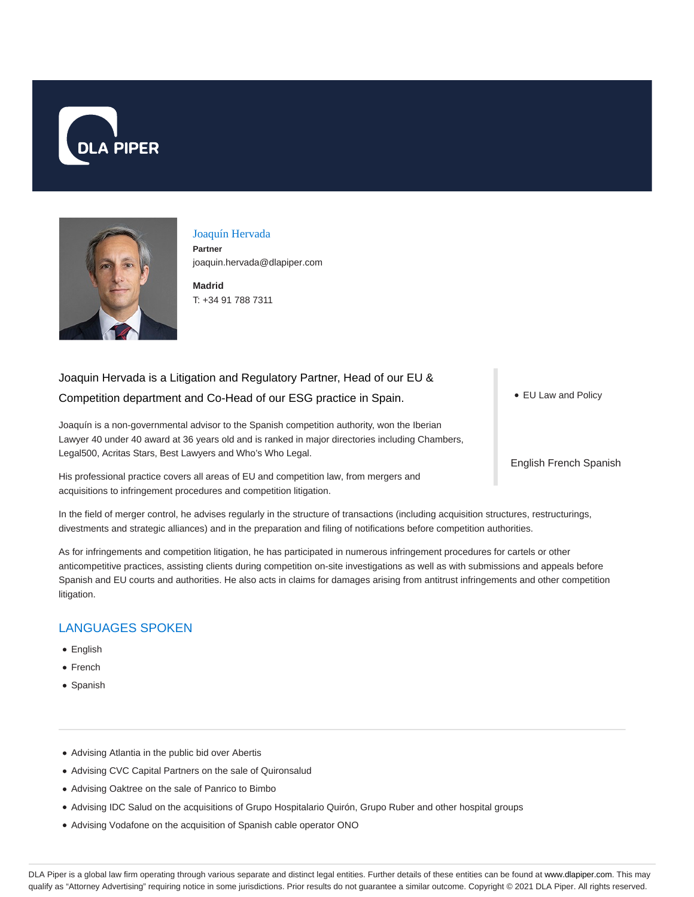DLA PIPER

# Joaquín Hervada

**Partner**
joaquin.hervada@dlapiper.com

**Madrid**
T: +34 91 788 7311

Joaquin Hervada is a Litigation and Regulatory Partner, Head of our EU & Competition department and Co-Head of our ESG practice in Spain.

- EU Law and Policy

English French Spanish

Joaquín is a non-governmental advisor to the Spanish competition authority, won the Iberian Lawyer 40 under 40 award at 36 years old and is ranked in major directories including Chambers, Legal500, Acritas Stars, Best Lawyers and Who's Who Legal.

His professional practice covers all areas of EU and competition law, from mergers and acquisitions to infringement procedures and competition litigation.

In the field of merger control, he advises regularly in the structure of transactions (including acquisition structures, restructurings, divestments and strategic alliances) and in the preparation and filing of notifications before competition authorities.

As for infringements and competition litigation, he has participated in numerous infringement procedures for cartels or other anticompetitive practices, assisting clients during competition on-site investigations as well as with submissions and appeals before Spanish and EU courts and authorities. He also acts in claims for damages arising from antitrust infringements and other competition litigation.

## LANGUAGES SPOKEN

- English
- French
- Spanish

---

- Advising Atlantia in the public bid over Abertis
- Advising CVC Capital Partners on the sale of Quironsalud
- Advising Oaktree on the sale of Panrico to Bimbo
- Advising IDC Salud on the acquisitions of Grupo Hospitalario Quirón, Grupo Ruber and other hospital groups
- Advising Vodafone on the acquisition of Spanish cable operator ONO

DLA Piper is a global law firm operating through various separate and distinct legal entities. Further details of these entities can be found at www.dlapiper.com. This may qualify as "Attorney Advertising" requiring notice in some jurisdictions. Prior results do not guarantee a similar outcome. Copyright © 2021 DLA Piper. All rights reserved.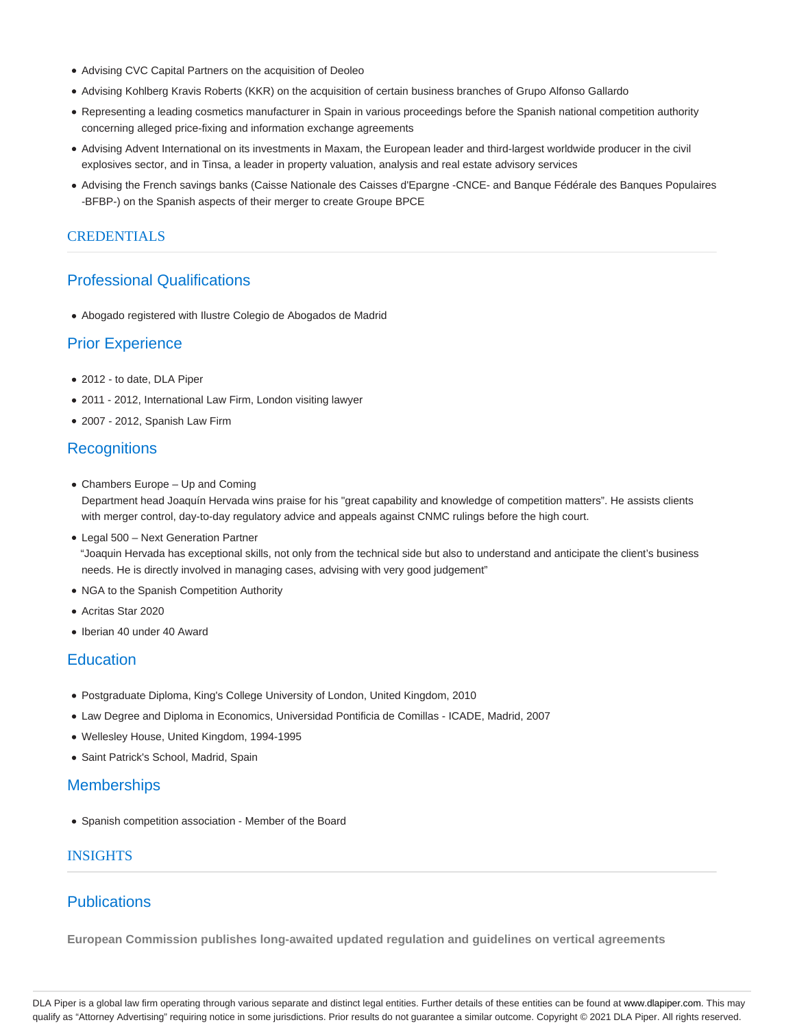- Advising CVC Capital Partners on the acquisition of Deoleo
- Advising Kohlberg Kravis Roberts (KKR) on the acquisition of certain business branches of Grupo Alfonso Gallardo
- Representing a leading cosmetics manufacturer in Spain in various proceedings before the Spanish national competition authority concerning alleged price-fixing and information exchange agreements
- Advising Advent International on its investments in Maxam, the European leader and third-largest worldwide producer in the civil explosives sector, and in Tinsa, a leader in property valuation, analysis and real estate advisory services
- Advising the French savings banks (Caisse Nationale des Caisses d'Epargne -CNCE- and Banque Fédérale des Banques Populaires -BFBP-) on the Spanish aspects of their merger to create Groupe BPCE

## CREDENTIALS

### Professional Qualifications

- Abogado registered with Ilustre Colegio de Abogados de Madrid

### Prior Experience

- 2012 - to date, DLA Piper
- 2011 - 2012, International Law Firm, London visiting lawyer
- 2007 - 2012, Spanish Law Firm

### Recognitions

- Chambers Europe – Up and Coming
  Department head Joaquín Hervada wins praise for his "great capability and knowledge of competition matters". He assists clients with merger control, day-to-day regulatory advice and appeals against CNMC rulings before the high court.
- Legal 500 – Next Generation Partner
  "Joaquin Hervada has exceptional skills, not only from the technical side but also to understand and anticipate the client's business needs. He is directly involved in managing cases, advising with very good judgement"
- NGA to the Spanish Competition Authority
- Acritas Star 2020
- Iberian 40 under 40 Award

### Education

- Postgraduate Diploma, King's College University of London, United Kingdom, 2010
- Law Degree and Diploma in Economics, Universidad Pontificia de Comillas - ICADE, Madrid, 2007
- Wellesley House, United Kingdom, 1994-1995
- Saint Patrick's School, Madrid, Spain

### Memberships

- Spanish competition association - Member of the Board

## INSIGHTS

### Publications

**European Commission publishes long-awaited updated regulation and guidelines on vertical agreements**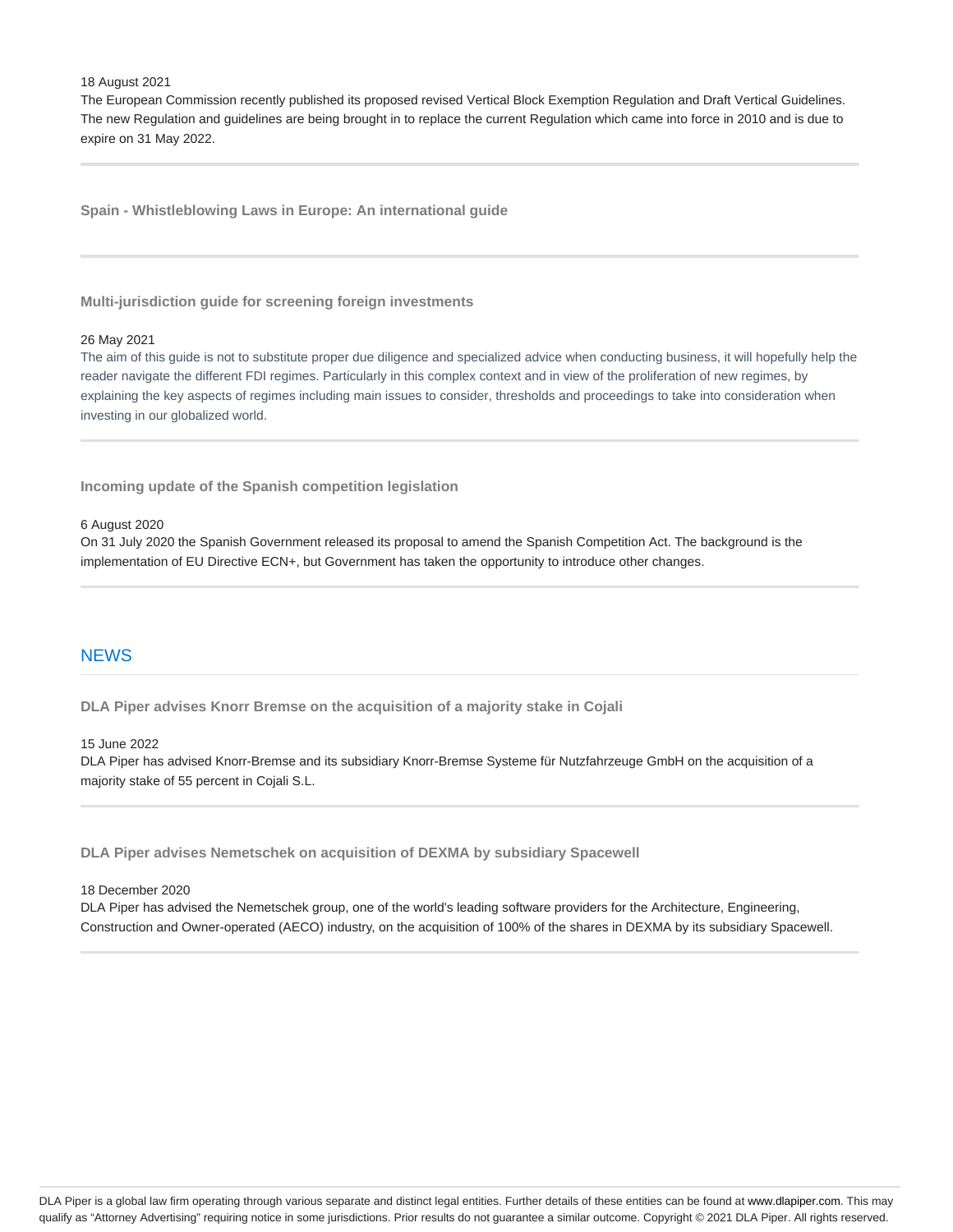18 August 2021

The European Commission recently published its proposed revised Vertical Block Exemption Regulation and Draft Vertical Guidelines. The new Regulation and guidelines are being brought in to replace the current Regulation which came into force in 2010 and is due to expire on 31 May 2022.

---

**Spain - Whistleblowing Laws in Europe: An international guide**

---

**Multi-jurisdiction guide for screening foreign investments**

26 May 2021

The aim of this guide is not to substitute proper due diligence and specialized advice when conducting business, it will hopefully help the reader navigate the different FDI regimes. Particularly in this complex context and in view of the proliferation of new regimes, by explaining the key aspects of regimes including main issues to consider, thresholds and proceedings to take into consideration when investing in our globalized world.

---

**Incoming update of the Spanish competition legislation**

6 August 2020

On 31 July 2020 the Spanish Government released its proposal to amend the Spanish Competition Act. The background is the implementation of EU Directive ECN+, but Government has taken the opportunity to introduce other changes.

---

## NEWS

**DLA Piper advises Knorr Bremse on the acquisition of a majority stake in Cojali**

15 June 2022

DLA Piper has advised Knorr-Bremse and its subsidiary Knorr-Bremse Systeme für Nutzfahrzeuge GmbH on the acquisition of a majority stake of 55 percent in Cojali S.L.

---

**DLA Piper advises Nemetschek on acquisition of DEXMA by subsidiary Spacewell**

18 December 2020

DLA Piper has advised the Nemetschek group, one of the world's leading software providers for the Architecture, Engineering, Construction and Owner-operated (AECO) industry, on the acquisition of 100% of the shares in DEXMA by its subsidiary Spacewell.

---

DLA Piper is a global law firm operating through various separate and distinct legal entities. Further details of these entities can be found at www.dlapiper.com. This may qualify as "Attorney Advertising" requiring notice in some jurisdictions. Prior results do not guarantee a similar outcome. Copyright © 2021 DLA Piper. All rights reserved.